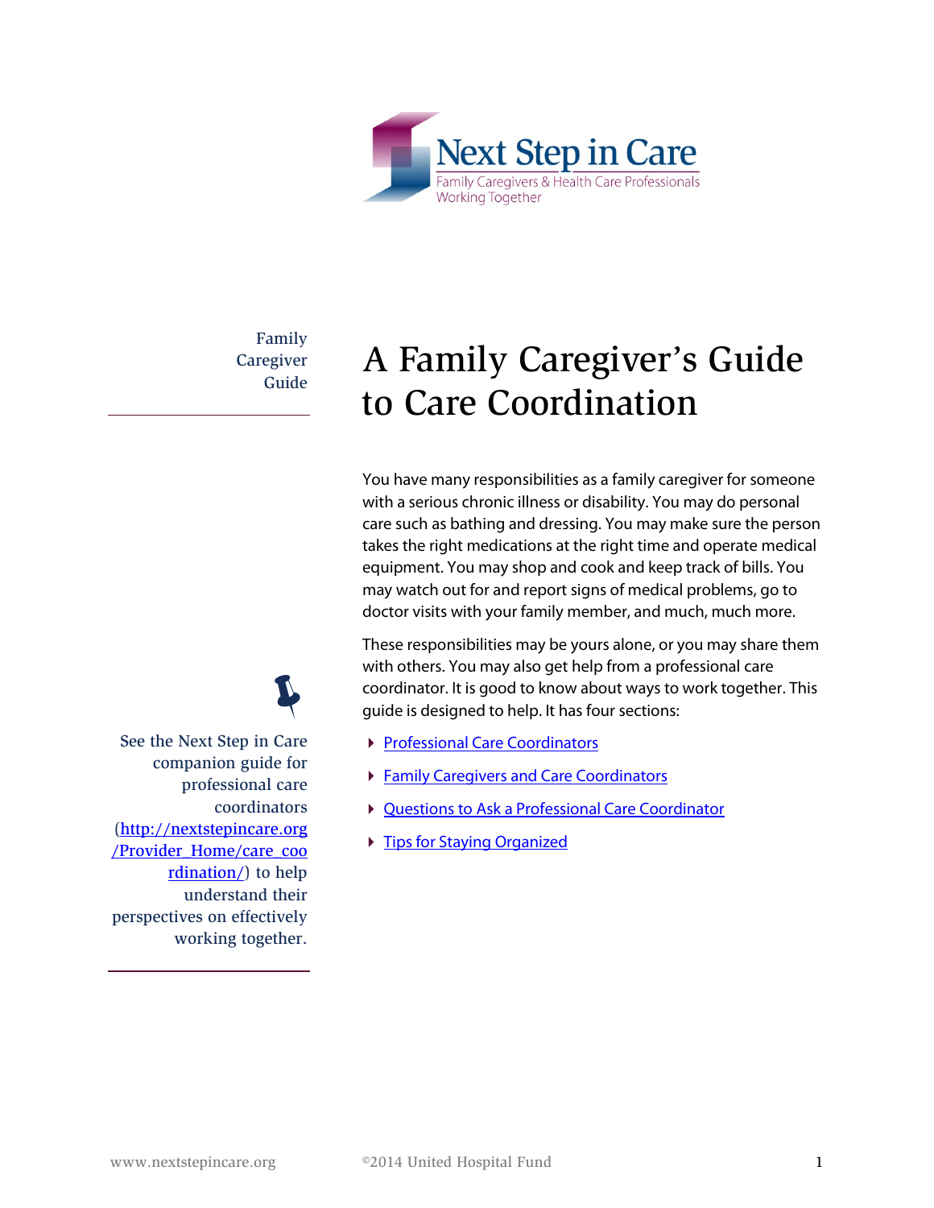Next Step in Care

Family Caregivers & Health Care Professionals Working Together

Family Caregiver Guide

# A Family Caregiver's Guide to Care Coordination

You have many responsibilities as a family caregiver for someone with a serious chronic illness or disability. You may do personal care such as bathing and dressing. You may make sure the person takes the right medications at the right time and operate medical equipment. You may shop and cook and keep track of bills. You may watch out for and report signs of medical problems, go to doctor visits with your family member, and much, much more.

These responsibilities may be yours alone, or you may share them with others. You may also get help from a professional care coordinator. It is good to know about ways to work together. This guide is designed to help. It has four sections:

- Professional Care Coordinators
- Family Caregivers and Care Coordinators
- Questions to Ask a Professional Care Coordinator
- Tips for Staying Organized

See the Next Step in Care companion guide for professional care coordinators (http://nextstepincare.org/Provider_Home/care_coordination/) to help understand their perspectives on effectively working together.

©2014 United Hospital Fund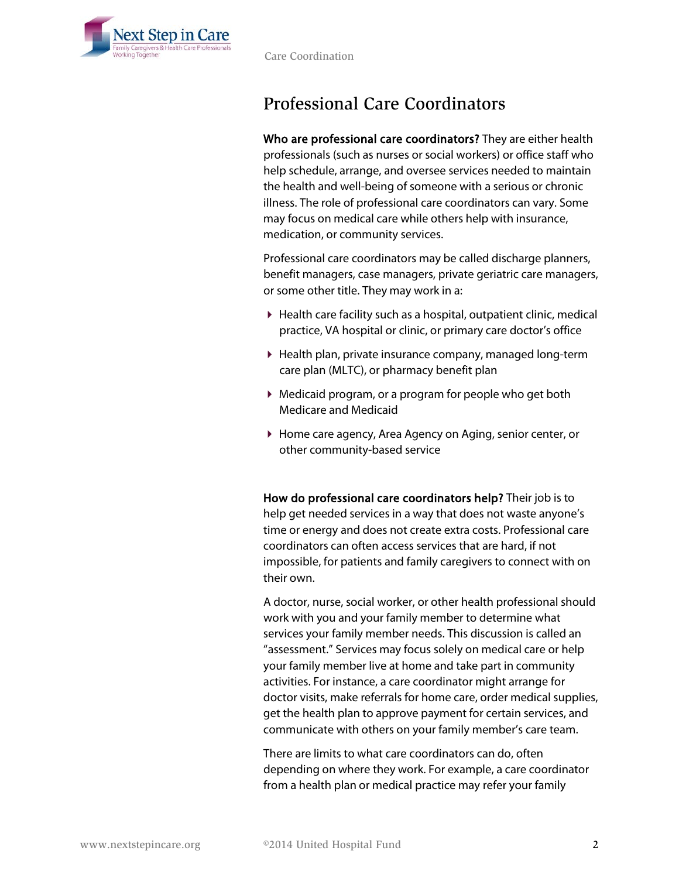## Professional Care Coordinators

**Who are professional care coordinators?** They are either health professionals (such as nurses or social workers) or office staff who help schedule, arrange, and oversee services needed to maintain the health and well-being of someone with a serious or chronic illness. The role of professional care coordinators can vary. Some may focus on medical care while others help with insurance, medication, or community services.

Professional care coordinators may be called discharge planners, benefit managers, case managers, private geriatric care managers, or some other title. They may work in a:

- Health care facility such as a hospital, outpatient clinic, medical practice, VA hospital or clinic, or primary care doctor's office
- Health plan, private insurance company, managed long-term care plan (MLTC), or pharmacy benefit plan
- Medicaid program, or a program for people who get both Medicare and Medicaid
- Home care agency, Area Agency on Aging, senior center, or other community-based service

**How do professional care coordinators help?** Their job is to help get needed services in a way that does not waste anyone's time or energy and does not create extra costs. Professional care coordinators can often access services that are hard, if not impossible, for patients and family caregivers to connect with on their own.

A doctor, nurse, social worker, or other health professional should work with you and your family member to determine what services your family member needs. This discussion is called an "assessment." Services may focus solely on medical care or help your family member live at home and take part in community activities. For instance, a care coordinator might arrange for doctor visits, make referrals for home care, order medical supplies, get the health plan to approve payment for certain services, and communicate with others on your family member's care team.

There are limits to what care coordinators can do, often depending on where they work. For example, a care coordinator from a health plan or medical practice may refer your family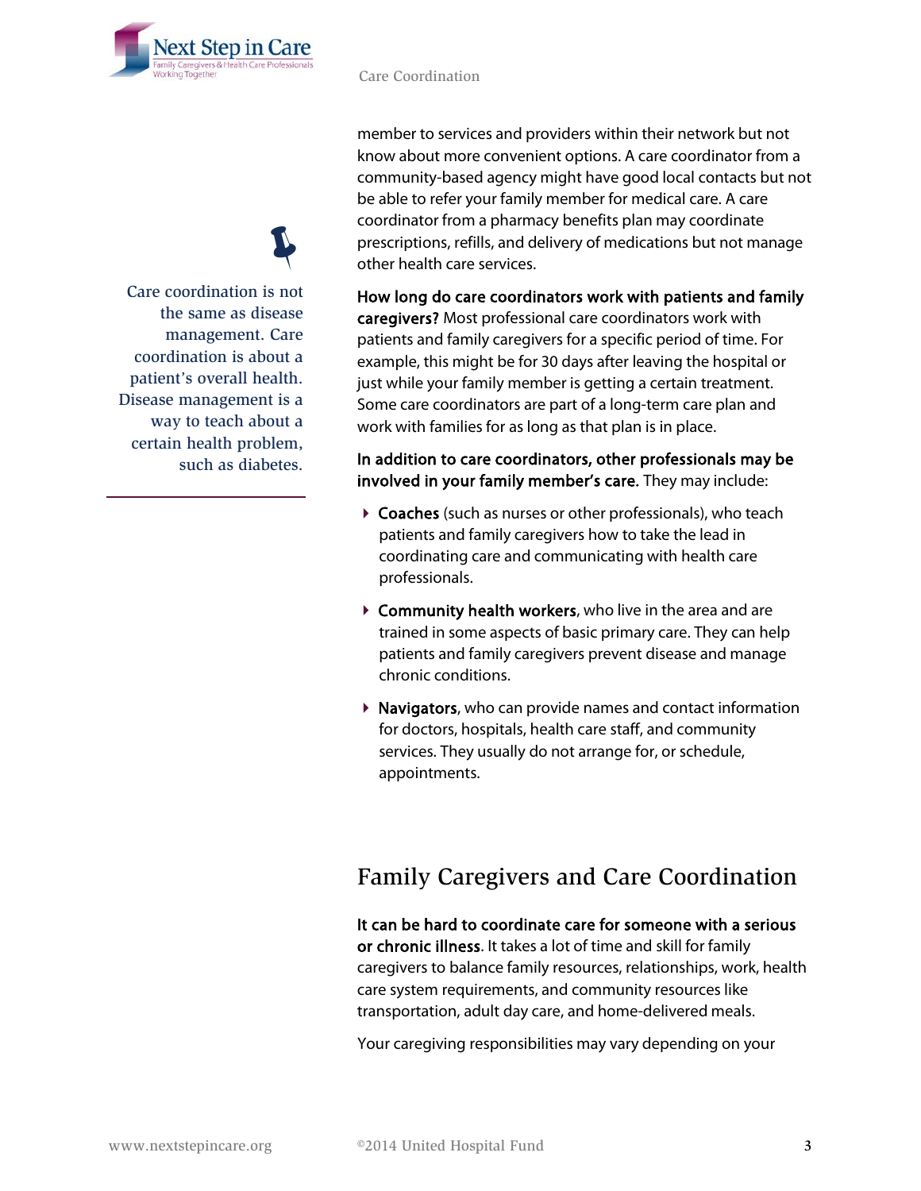member to services and providers within their network but not know about more convenient options. A care coordinator from a community-based agency might have good local contacts but not be able to refer your family member for medical care. A care coordinator from a pharmacy benefits plan may coordinate prescriptions, refills, and delivery of medications but not manage other health care services.

Care coordination is not the same as disease management. Care coordination is about a patient's overall health. Disease management is a way to teach about a certain health problem, such as diabetes.

**How long do care coordinators work with patients and family caregivers?** Most professional care coordinators work with patients and family caregivers for a specific period of time. For example, this might be for 30 days after leaving the hospital or just while your family member is getting a certain treatment. Some care coordinators are part of a long-term care plan and work with families for as long as that plan is in place.

**In addition to care coordinators, other professionals may be involved in your family member's care.** They may include:

- **Coaches** (such as nurses or other professionals), who teach patients and family caregivers how to take the lead in coordinating care and communicating with health care professionals.
- **Community health workers**, who live in the area and are trained in some aspects of basic primary care. They can help patients and family caregivers prevent disease and manage chronic conditions.
- **Navigators**, who can provide names and contact information for doctors, hospitals, health care staff, and community services. They usually do not arrange for, or schedule, appointments.

## Family Caregivers and Care Coordination

**It can be hard to coordinate care for someone with a serious or chronic illness**. It takes a lot of time and skill for family caregivers to balance family resources, relationships, work, health care system requirements, and community resources like transportation, adult day care, and home-delivered meals.

Your caregiving responsibilities may vary depending on your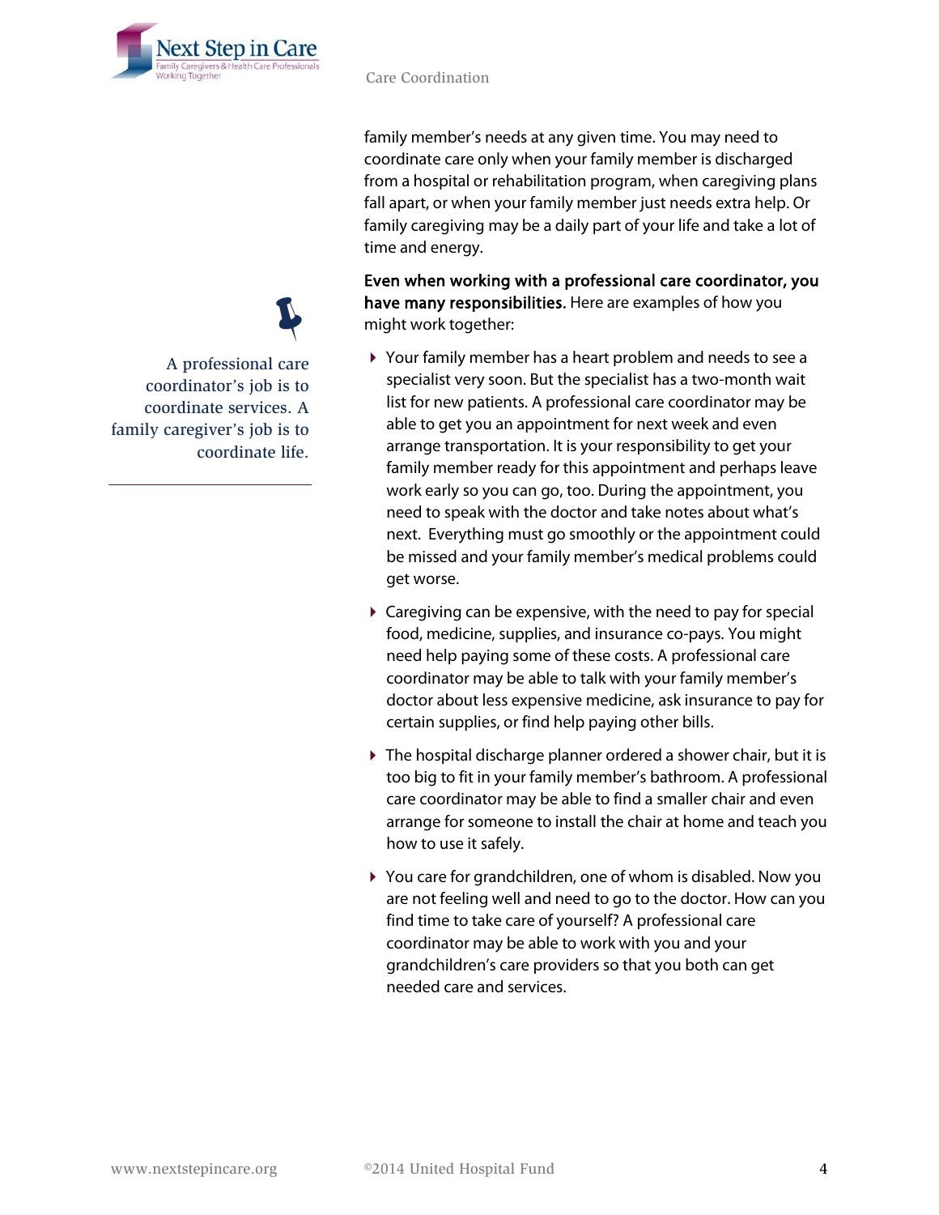family member's needs at any given time. You may need to coordinate care only when your family member is discharged from a hospital or rehabilitation program, when caregiving plans fall apart, or when your family member just needs extra help. Or family caregiving may be a daily part of your life and take a lot of time and energy.

> A professional care coordinator's job is to coordinate services. A family caregiver's job is to coordinate life.

**Even when working with a professional care coordinator, you have many responsibilities.** Here are examples of how you might work together:

- Your family member has a heart problem and needs to see a specialist very soon. But the specialist has a two-month wait list for new patients. A professional care coordinator may be able to get you an appointment for next week and even arrange transportation. It is your responsibility to get your family member ready for this appointment and perhaps leave work early so you can go, too. During the appointment, you need to speak with the doctor and take notes about what's next. Everything must go smoothly or the appointment could be missed and your family member's medical problems could get worse.
- Caregiving can be expensive, with the need to pay for special food, medicine, supplies, and insurance co-pays. You might need help paying some of these costs. A professional care coordinator may be able to talk with your family member's doctor about less expensive medicine, ask insurance to pay for certain supplies, or find help paying other bills.
- The hospital discharge planner ordered a shower chair, but it is too big to fit in your family member's bathroom. A professional care coordinator may be able to find a smaller chair and even arrange for someone to install the chair at home and teach you how to use it safely.
- You care for grandchildren, one of whom is disabled. Now you are not feeling well and need to go to the doctor. How can you find time to take care of yourself? A professional care coordinator may be able to work with you and your grandchildren's care providers so that you both can get needed care and services.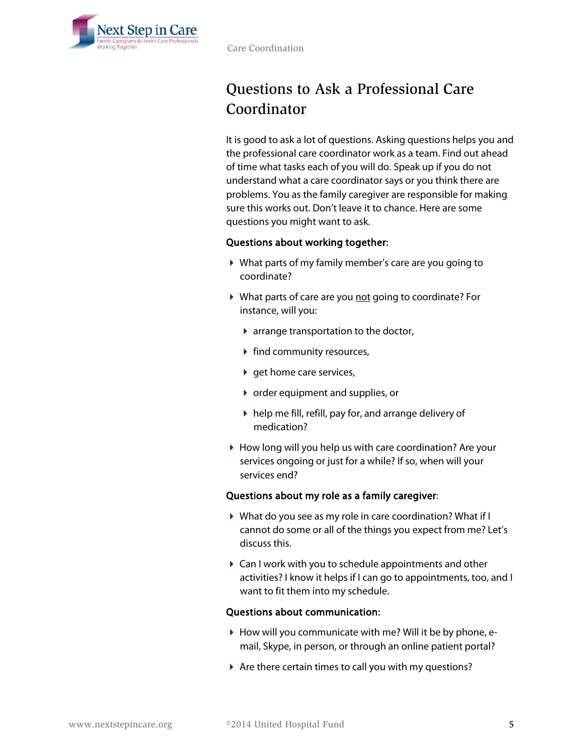## Questions to Ask a Professional Care Coordinator

It is good to ask a lot of questions. Asking questions helps you and the professional care coordinator work as a team. Find out ahead of time what tasks each of you will do. Speak up if you do not understand what a care coordinator says or you think there are problems. You as the family caregiver are responsible for making sure this works out. Don't leave it to chance. Here are some questions you might want to ask.

**Questions about working together:**

- What parts of my family member's care are you going to coordinate?
- What parts of care are you <u>not</u> going to coordinate? For instance, will you:
  - arrange transportation to the doctor,
  - find community resources,
  - get home care services,
  - order equipment and supplies, or
  - help me fill, refill, pay for, and arrange delivery of medication?
- How long will you help us with care coordination? Are your services ongoing or just for a while? If so, when will your services end?

**Questions about my role as a family caregiver**:

- What do you see as my role in care coordination? What if I cannot do some or all of the things you expect from me? Let's discuss this.
- Can I work with you to schedule appointments and other activities? I know it helps if I can go to appointments, too, and I want to fit them into my schedule.

**Questions about communication:**

- How will you communicate with me? Will it be by phone, e-mail, Skype, in person, or through an online patient portal?
- Are there certain times to call you with my questions?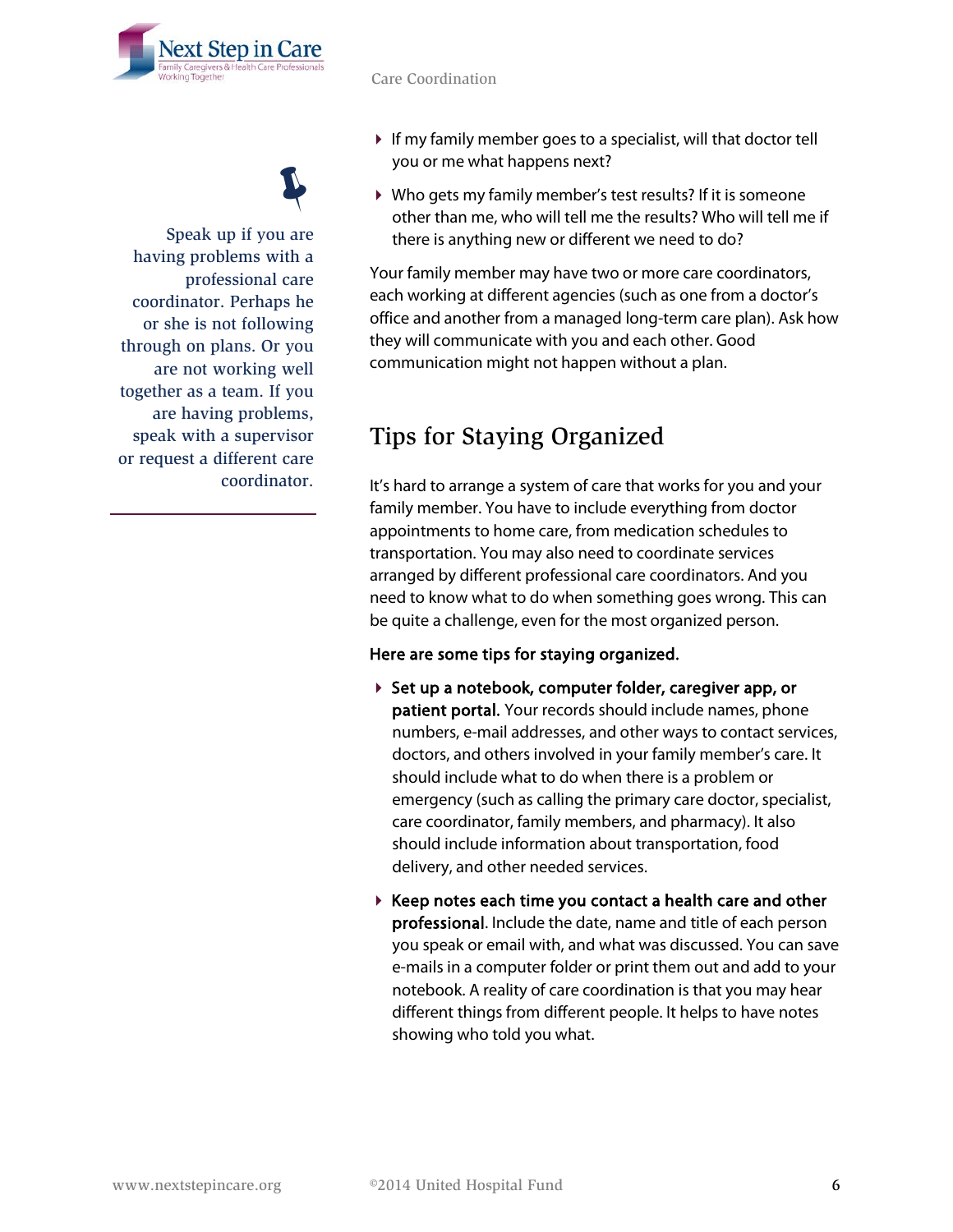- If my family member goes to a specialist, will that doctor tell you or me what happens next?
- Who gets my family member's test results? If it is someone other than me, who will tell me the results? Who will tell me if there is anything new or different we need to do?

Your family member may have two or more care coordinators, each working at different agencies (such as one from a doctor's office and another from a managed long-term care plan). Ask how they will communicate with you and each other. Good communication might not happen without a plan.

> Speak up if you are having problems with a professional care coordinator. Perhaps he or she is not following through on plans. Or you are not working well together as a team. If you are having problems, speak with a supervisor or request a different care coordinator.

## Tips for Staying Organized

It's hard to arrange a system of care that works for you and your family member. You have to include everything from doctor appointments to home care, from medication schedules to transportation. You may also need to coordinate services arranged by different professional care coordinators. And you need to know what to do when something goes wrong. This can be quite a challenge, even for the most organized person.

**Here are some tips for staying organized.**

- **Set up a notebook, computer folder, caregiver app, or patient portal.** Your records should include names, phone numbers, e-mail addresses, and other ways to contact services, doctors, and others involved in your family member's care. It should include what to do when there is a problem or emergency (such as calling the primary care doctor, specialist, care coordinator, family members, and pharmacy). It also should include information about transportation, food delivery, and other needed services.
- **Keep notes each time you contact a health care and other professional**. Include the date, name and title of each person you speak or email with, and what was discussed. You can save e-mails in a computer folder or print them out and add to your notebook. A reality of care coordination is that you may hear different things from different people. It helps to have notes showing who told you what.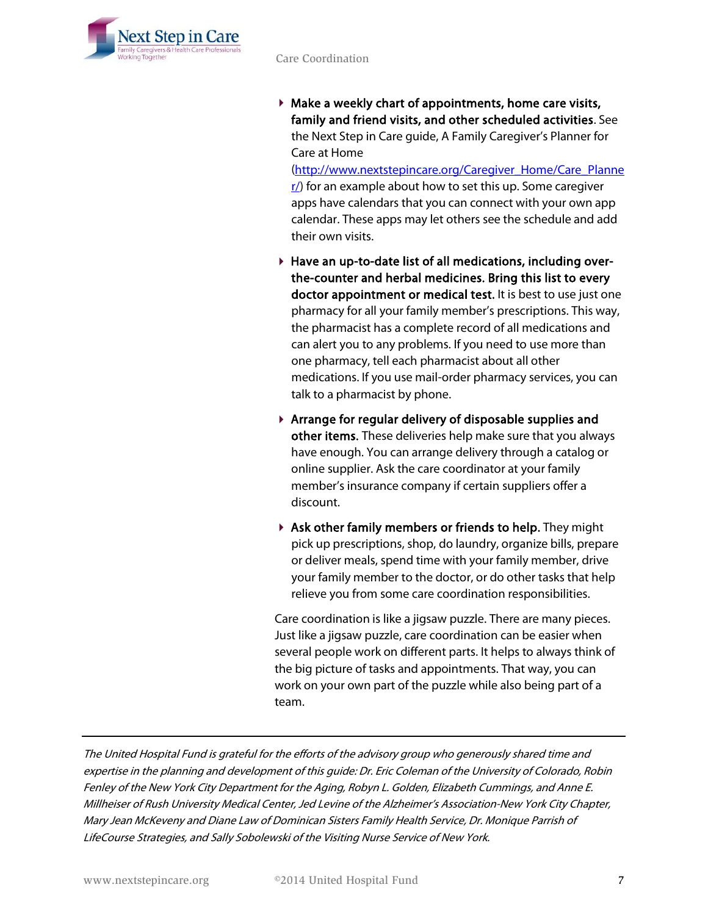- **Make a weekly chart of appointments, home care visits, family and friend visits, and other scheduled activities**. See the Next Step in Care guide, A Family Caregiver's Planner for Care at Home (http://www.nextstepincare.org/Caregiver_Home/Care_Planner/) for an example about how to set this up. Some caregiver apps have calendars that you can connect with your own app calendar. These apps may let others see the schedule and add their own visits.

- **Have an up-to-date list of all medications, including over-the-counter and herbal medicines. Bring this list to every doctor appointment or medical test.** It is best to use just one pharmacy for all your family member's prescriptions. This way, the pharmacist has a complete record of all medications and can alert you to any problems. If you need to use more than one pharmacy, tell each pharmacist about all other medications. If you use mail-order pharmacy services, you can talk to a pharmacist by phone.

- **Arrange for regular delivery of disposable supplies and other items.** These deliveries help make sure that you always have enough. You can arrange delivery through a catalog or online supplier. Ask the care coordinator at your family member's insurance company if certain suppliers offer a discount.

- **Ask other family members or friends to help.** They might pick up prescriptions, shop, do laundry, organize bills, prepare or deliver meals, spend time with your family member, drive your family member to the doctor, or do other tasks that help relieve you from some care coordination responsibilities.

Care coordination is like a jigsaw puzzle. There are many pieces. Just like a jigsaw puzzle, care coordination can be easier when several people work on different parts. It helps to always think of the big picture of tasks and appointments. That way, you can work on your own part of the puzzle while also being part of a team.

---

*The United Hospital Fund is grateful for the efforts of the advisory group who generously shared time and expertise in the planning and development of this guide: Dr. Eric Coleman of the University of Colorado, Robin Fenley of the New York City Department for the Aging, Robyn L. Golden, Elizabeth Cummings, and Anne E. Millheiser of Rush University Medical Center, Jed Levine of the Alzheimer's Association-New York City Chapter, Mary Jean McKeveny and Diane Law of Dominican Sisters Family Health Service, Dr. Monique Parrish of LifeCourse Strategies, and Sally Sobolewski of the Visiting Nurse Service of New York.*